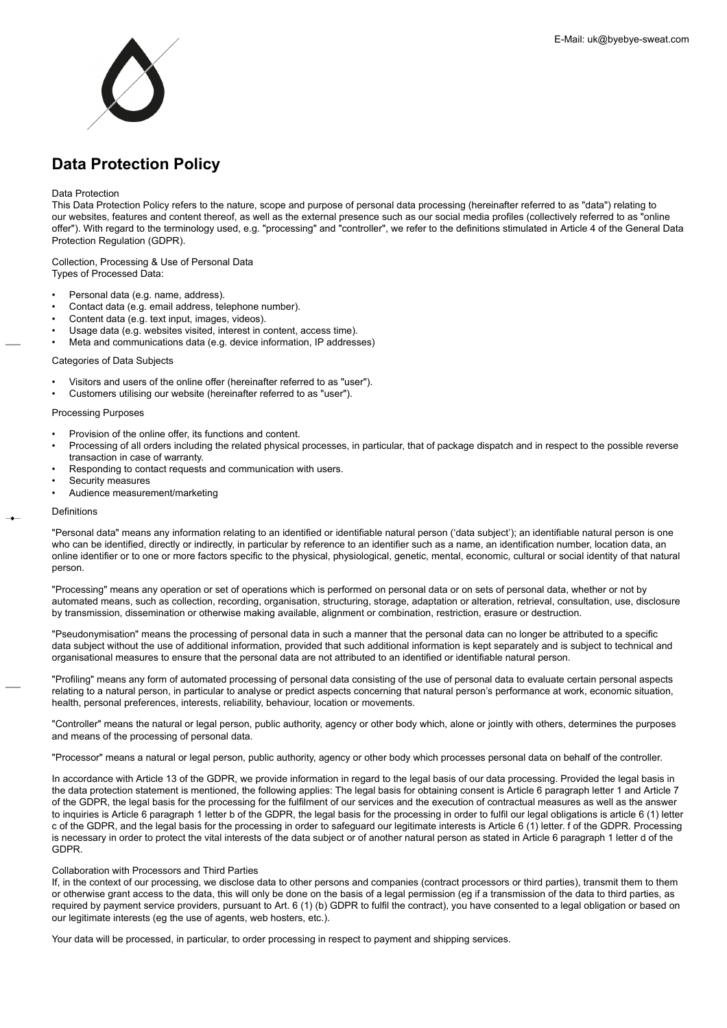E-Mail: uk@byebye-sweat.com

# Data Protection Policy

Data Protection

This Data Protection Policy refers to the nature, scope and purpose of personal data processing (hereinafter referred to as "data") relating to our websites, features and content thereof, as well as the external presence such as our social media profiles (collectively referred to as "online offer"). With regard to the terminology used, e.g. "processing" and "controller", we refer to the definitions stimulated in Article 4 of the General Data Protection Regulation (GDPR).

Collection, Processing & Use of Personal Data

Types of Processed Data:

- Personal data (e.g. name, address).
- Contact data (e.g. email address, telephone number).
- Content data (e.g. text input, images, videos).
- Usage data (e.g. websites visited, interest in content, access time).
- Meta and communications data (e.g. device information, IP addresses)

Categories of Data Subjects

- Visitors and users of the online offer (hereinafter referred to as "user").
- Customers utilising our website (hereinafter referred to as "user").

Processing Purposes

- Provision of the online offer, its functions and content.
- Processing of all orders including the related physical processes, in particular, that of package dispatch and in respect to the possible reverse transaction in case of warranty.
- Responding to contact requests and communication with users.
- Security measures
- Audience measurement/marketing

Definitions

"Personal data" means any information relating to an identified or identifiable natural person ('data subject'); an identifiable natural person is one who can be identified, directly or indirectly, in particular by reference to an identifier such as a name, an identification number, location data, an online identifier or to one or more factors specific to the physical, physiological, genetic, mental, economic, cultural or social identity of that natural person.

"Processing" means any operation or set of operations which is performed on personal data or on sets of personal data, whether or not by automated means, such as collection, recording, organisation, structuring, storage, adaptation or alteration, retrieval, consultation, use, disclosure by transmission, dissemination or otherwise making available, alignment or combination, restriction, erasure or destruction.

"Pseudonymisation" means the processing of personal data in such a manner that the personal data can no longer be attributed to a specific data subject without the use of additional information, provided that such additional information is kept separately and is subject to technical and organisational measures to ensure that the personal data are not attributed to an identified or identifiable natural person.

"Profiling" means any form of automated processing of personal data consisting of the use of personal data to evaluate certain personal aspects relating to a natural person, in particular to analyse or predict aspects concerning that natural person's performance at work, economic situation, health, personal preferences, interests, reliability, behaviour, location or movements.

"Controller" means the natural or legal person, public authority, agency or other body which, alone or jointly with others, determines the purposes and means of the processing of personal data.

"Processor" means a natural or legal person, public authority, agency or other body which processes personal data on behalf of the controller.

In accordance with Article 13 of the GDPR, we provide information in regard to the legal basis of our data processing. Provided the legal basis in the data protection statement is mentioned, the following applies: The legal basis for obtaining consent is Article 6 paragraph letter 1 and Article 7 of the GDPR, the legal basis for the processing for the fulfilment of our services and the execution of contractual measures as well as the answer to inquiries is Article 6 paragraph 1 letter b of the GDPR, the legal basis for the processing in order to fulfil our legal obligations is article 6 (1) letter c of the GDPR, and the legal basis for the processing in order to safeguard our legitimate interests is Article 6 (1) letter. f of the GDPR. Processing is necessary in order to protect the vital interests of the data subject or of another natural person as stated in Article 6 paragraph 1 letter d of the GDPR.

Collaboration with Processors and Third Parties

If, in the context of our processing, we disclose data to other persons and companies (contract processors or third parties), transmit them to them or otherwise grant access to the data, this will only be done on the basis of a legal permission (eg if a transmission of the data to third parties, as required by payment service providers, pursuant to Art. 6 (1) (b) GDPR to fulfil the contract), you have consented to a legal obligation or based on our legitimate interests (eg the use of agents, web hosters, etc.).

Your data will be processed, in particular, to order processing in respect to payment and shipping services.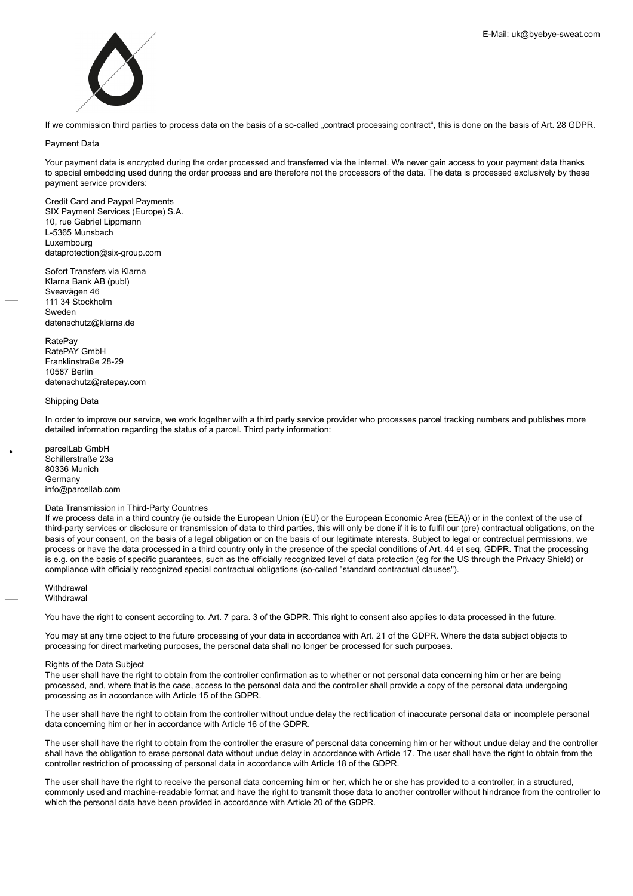If we commission third parties to process data on the basis of a so-called „contract processing contract", this is done on the basis of Art. 28 GDPR.

Payment Data

Your payment data is encrypted during the order processed and transferred via the internet. We never gain access to your payment data thanks to special embedding used during the order process and are therefore not the processors of the data. The data is processed exclusively by these payment service providers:

Credit Card and Paypal Payments
SIX Payment Services (Europe) S.A.
10, rue Gabriel Lippmann
L-5365 Munsbach
Luxembourg
dataprotection@six-group.com

Sofort Transfers via Klarna
Klarna Bank AB (publ)
Sveavägen 46
111 34 Stockholm
Sweden
datenschutz@klarna.de

RatePay
RatePAY GmbH
Franklinstraße 28-29
10587 Berlin
datenschutz@ratepay.com

Shipping Data

In order to improve our service, we work together with a third party service provider who processes parcel tracking numbers and publishes more detailed information regarding the status of a parcel. Third party information:

parcelLab GmbH
Schillerstraße 23a
80336 Munich
Germany
info@parcellab.com

Data Transmission in Third-Party Countries
If we process data in a third country (ie outside the European Union (EU) or the European Economic Area (EEA)) or in the context of the use of third-party services or disclosure or transmission of data to third parties, this will only be done if it is to fulfil our (pre) contractual obligations, on the basis of your consent, on the basis of a legal obligation or on the basis of our legitimate interests. Subject to legal or contractual permissions, we process or have the data processed in a third country only in the presence of the special conditions of Art. 44 et seq. GDPR. That the processing is e.g. on the basis of specific guarantees, such as the officially recognized level of data protection (eg for the US through the Privacy Shield) or compliance with officially recognized special contractual obligations (so-called "standard contractual clauses").

Withdrawal
Withdrawal

You have the right to consent according to. Art. 7 para. 3 of the GDPR. This right to consent also applies to data processed in the future.

You may at any time object to the future processing of your data in accordance with Art. 21 of the GDPR. Where the data subject objects to processing for direct marketing purposes, the personal data shall no longer be processed for such purposes.

Rights of the Data Subject
The user shall have the right to obtain from the controller confirmation as to whether or not personal data concerning him or her are being processed, and, where that is the case, access to the personal data and the controller shall provide a copy of the personal data undergoing processing as in accordance with Article 15 of the GDPR.

The user shall have the right to obtain from the controller without undue delay the rectification of inaccurate personal data or incomplete personal data concerning him or her in accordance with Article 16 of the GDPR.

The user shall have the right to obtain from the controller the erasure of personal data concerning him or her without undue delay and the controller shall have the obligation to erase personal data without undue delay in accordance with Article 17. The user shall have the right to obtain from the controller restriction of processing of personal data in accordance with Article 18 of the GDPR.

The user shall have the right to receive the personal data concerning him or her, which he or she has provided to a controller, in a structured, commonly used and machine-readable format and have the right to transmit those data to another controller without hindrance from the controller to which the personal data have been provided in accordance with Article 20 of the GDPR.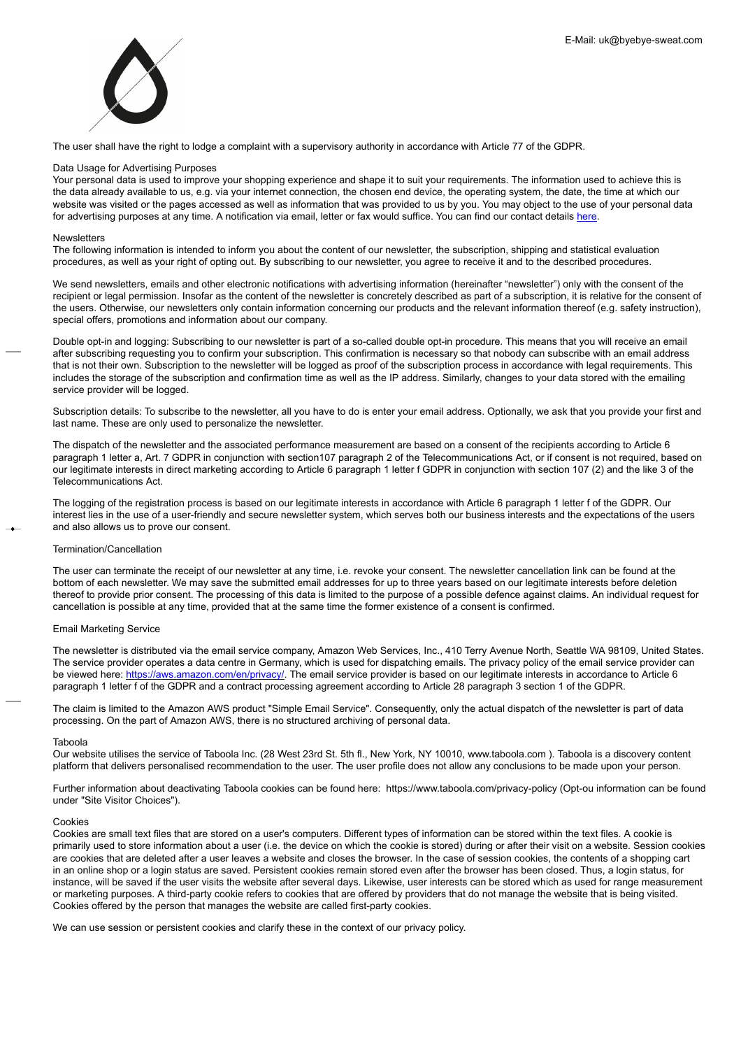The user shall have the right to lodge a complaint with a supervisory authority in accordance with Article 77 of the GDPR.

## Data Usage for Advertising Purposes

Your personal data is used to improve your shopping experience and shape it to suit your requirements. The information used to achieve this is the data already available to us, e.g. via your internet connection, the chosen end device, the operating system, the date, the time at which our website was visited or the pages accessed as well as information that was provided to us by you. You may object to the use of your personal data for advertising purposes at any time. A notification via email, letter or fax would suffice. You can find our contact details [here](#).

## Newsletters

The following information is intended to inform you about the content of our newsletter, the subscription, shipping and statistical evaluation procedures, as well as your right of opting out. By subscribing to our newsletter, you agree to receive it and to the described procedures.

We send newsletters, emails and other electronic notifications with advertising information (hereinafter "newsletter") only with the consent of the recipient or legal permission. Insofar as the content of the newsletter is concretely described as part of a subscription, it is relative for the consent of the users. Otherwise, our newsletters only contain information concerning our products and the relevant information thereof (e.g. safety instruction), special offers, promotions and information about our company.

Double opt-in and logging: Subscribing to our newsletter is part of a so-called double opt-in procedure. This means that you will receive an email after subscribing requesting you to confirm your subscription. This confirmation is necessary so that nobody can subscribe with an email address that is not their own. Subscription to the newsletter will be logged as proof of the subscription process in accordance with legal requirements. This includes the storage of the subscription and confirmation time as well as the IP address. Similarly, changes to your data stored with the emailing service provider will be logged.

Subscription details: To subscribe to the newsletter, all you have to do is enter your email address. Optionally, we ask that you provide your first and last name. These are only used to personalize the newsletter.

The dispatch of the newsletter and the associated performance measurement are based on a consent of the recipients according to Article 6 paragraph 1 letter a, Art. 7 GDPR in conjunction with section107 paragraph 2 of the Telecommunications Act, or if consent is not required, based on our legitimate interests in direct marketing according to Article 6 paragraph 1 letter f GDPR in conjunction with section 107 (2) and the like 3 of the Telecommunications Act.

The logging of the registration process is based on our legitimate interests in accordance with Article 6 paragraph 1 letter f of the GDPR. Our interest lies in the use of a user-friendly and secure newsletter system, which serves both our business interests and the expectations of the users and also allows us to prove our consent.

### Termination/Cancellation

The user can terminate the receipt of our newsletter at any time, i.e. revoke your consent. The newsletter cancellation link can be found at the bottom of each newsletter. We may save the submitted email addresses for up to three years based on our legitimate interests before deletion thereof to provide prior consent. The processing of this data is limited to the purpose of a possible defence against claims. An individual request for cancellation is possible at any time, provided that at the same time the former existence of a consent is confirmed.

### Email Marketing Service

The newsletter is distributed via the email service company, Amazon Web Services, Inc., 410 Terry Avenue North, Seattle WA 98109, United States. The service provider operates a data centre in Germany, which is used for dispatching emails. The privacy policy of the email service provider can be viewed here: [https://aws.amazon.com/en/privacy/](https://aws.amazon.com/en/privacy/). The email service provider is based on our legitimate interests in accordance to Article 6 paragraph 1 letter f of the GDPR and a contract processing agreement according to Article 28 paragraph 3 section 1 of the GDPR.

The claim is limited to the Amazon AWS product "Simple Email Service". Consequently, only the actual dispatch of the newsletter is part of data processing. On the part of Amazon AWS, there is no structured archiving of personal data.

## Taboola

Our website utilises the service of Taboola Inc. (28 West 23rd St. 5th fl., New York, NY 10010, www.taboola.com ). Taboola is a discovery content platform that delivers personalised recommendation to the user. The user profile does not allow any conclusions to be made upon your person.

Further information about deactivating Taboola cookies can be found here: https://www.taboola.com/privacy-policy (Opt-ou information can be found under "Site Visitor Choices").

## Cookies

Cookies are small text files that are stored on a user's computers. Different types of information can be stored within the text files. A cookie is primarily used to store information about a user (i.e. the device on which the cookie is stored) during or after their visit on a website. Session cookies are cookies that are deleted after a user leaves a website and closes the browser. In the case of session cookies, the contents of a shopping cart in an online shop or a login status are saved. Persistent cookies remain stored even after the browser has been closed. Thus, a login status, for instance, will be saved if the user visits the website after several days. Likewise, user interests can be stored which as used for range measurement or marketing purposes. A third-party cookie refers to cookies that are offered by providers that do not manage the website that is being visited. Cookies offered by the person that manages the website are called first-party cookies.

We can use session or persistent cookies and clarify these in the context of our privacy policy.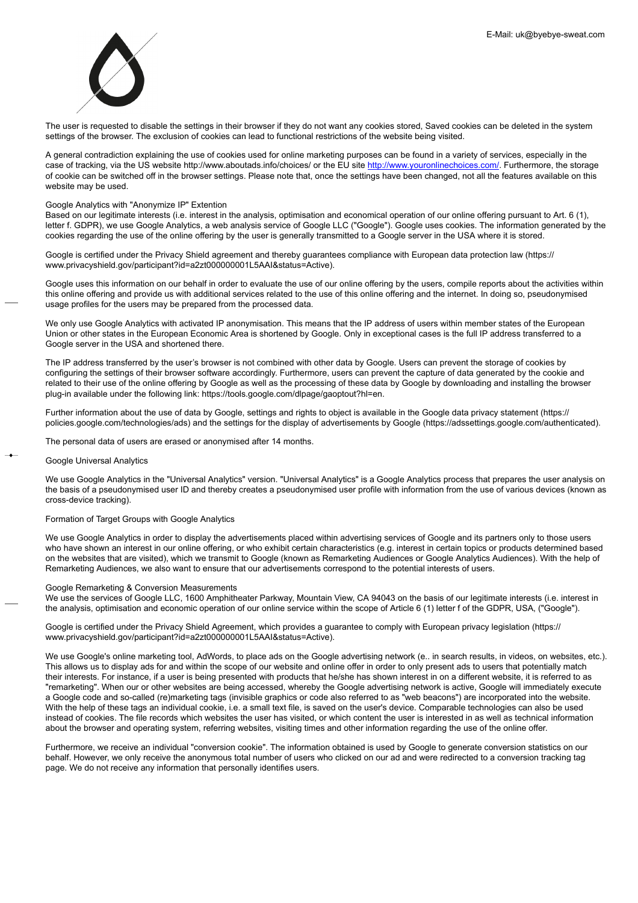The user is requested to disable the settings in their browser if they do not want any cookies stored, Saved cookies can be deleted in the system settings of the browser. The exclusion of cookies can lead to functional restrictions of the website being visited.

A general contradiction explaining the use of cookies used for online marketing purposes can be found in a variety of services, especially in the case of tracking, via the US website http://www.aboutads.info/choices/ or the EU site http://www.youronlinechoices.com/. Furthermore, the storage of cookie can be switched off in the browser settings. Please note that, once the settings have been changed, not all the features available on this website may be used.

Google Analytics with "Anonymize IP" Extention

Based on our legitimate interests (i.e. interest in the analysis, optimisation and economical operation of our online offering pursuant to Art. 6 (1), letter f. GDPR), we use Google Analytics, a web analysis service of Google LLC ("Google"). Google uses cookies. The information generated by the cookies regarding the use of the online offering by the user is generally transmitted to a Google server in the USA where it is stored.

Google is certified under the Privacy Shield agreement and thereby guarantees compliance with European data protection law (https://www.privacyshield.gov/participant?id=a2zt000000001L5AAI&status=Active).

Google uses this information on our behalf in order to evaluate the use of our online offering by the users, compile reports about the activities within this online offering and provide us with additional services related to the use of this online offering and the internet. In doing so, pseudonymised usage profiles for the users may be prepared from the processed data.

We only use Google Analytics with activated IP anonymisation. This means that the IP address of users within member states of the European Union or other states in the European Economic Area is shortened by Google. Only in exceptional cases is the full IP address transferred to a Google server in the USA and shortened there.

The IP address transferred by the user's browser is not combined with other data by Google. Users can prevent the storage of cookies by configuring the settings of their browser software accordingly. Furthermore, users can prevent the capture of data generated by the cookie and related to their use of the online offering by Google as well as the processing of these data by Google by downloading and installing the browser plug-in available under the following link: https://tools.google.com/dlpage/gaoptout?hl=en.

Further information about the use of data by Google, settings and rights to object is available in the Google data privacy statement (https://policies.google.com/technologies/ads) and the settings for the display of advertisements by Google (https://adssettings.google.com/authenticated).

The personal data of users are erased or anonymised after 14 months.

Google Universal Analytics

We use Google Analytics in the "Universal Analytics" version. "Universal Analytics" is a Google Analytics process that prepares the user analysis on the basis of a pseudonymised user ID and thereby creates a pseudonymised user profile with information from the use of various devices (known as cross-device tracking).

Formation of Target Groups with Google Analytics

We use Google Analytics in order to display the advertisements placed within advertising services of Google and its partners only to those users who have shown an interest in our online offering, or who exhibit certain characteristics (e.g. interest in certain topics or products determined based on the websites that are visited), which we transmit to Google (known as Remarketing Audiences or Google Analytics Audiences). With the help of Remarketing Audiences, we also want to ensure that our advertisements correspond to the potential interests of users.

Google Remarketing & Conversion Measurements

We use the services of Google LLC, 1600 Amphitheater Parkway, Mountain View, CA 94043 on the basis of our legitimate interests (i.e. interest in the analysis, optimisation and economic operation of our online service within the scope of Article 6 (1) letter f of the GDPR, USA, ("Google").

Google is certified under the Privacy Shield Agreement, which provides a guarantee to comply with European privacy legislation (https://www.privacyshield.gov/participant?id=a2zt000000001L5AAI&status=Active).

We use Google's online marketing tool, AdWords, to place ads on the Google advertising network (e.. in search results, in videos, on websites, etc.). This allows us to display ads for and within the scope of our website and online offer in order to only present ads to users that potentially match their interests. For instance, if a user is being presented with products that he/she has shown interest in on a different website, it is referred to as "remarketing". When our or other websites are being accessed, whereby the Google advertising network is active, Google will immediately execute a Google code and so-called (re)marketing tags (invisible graphics or code also referred to as "web beacons") are incorporated into the website. With the help of these tags an individual cookie, i.e. a small text file, is saved on the user's device. Comparable technologies can also be used instead of cookies. The file records which websites the user has visited, or which content the user is interested in as well as technical information about the browser and operating system, referring websites, visiting times and other information regarding the use of the online offer.

Furthermore, we receive an individual "conversion cookie". The information obtained is used by Google to generate conversion statistics on our behalf. However, we only receive the anonymous total number of users who clicked on our ad and were redirected to a conversion tracking tag page. We do not receive any information that personally identifies users.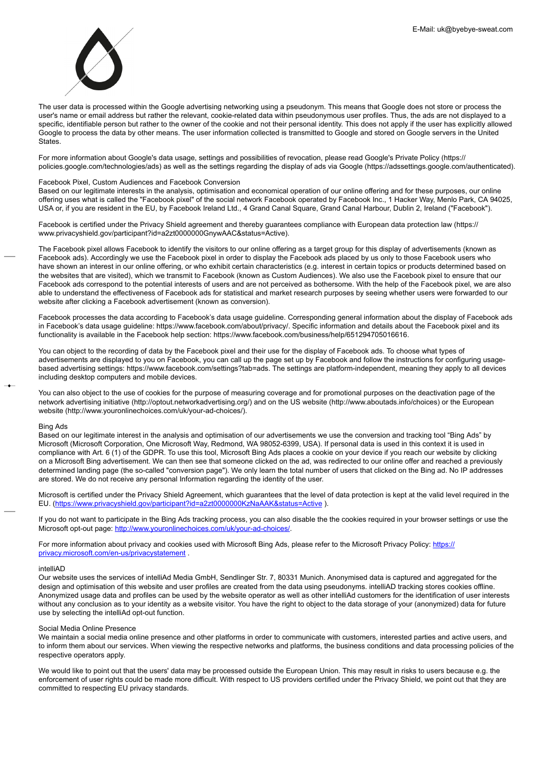The user data is processed within the Google advertising networking using a pseudonym. This means that Google does not store or process the user's name or email address but rather the relevant, cookie-related data within pseudonymous user profiles. Thus, the ads are not displayed to a specific, identifiable person but rather to the owner of the cookie and not their personal identity. This does not apply if the user has explicitly allowed Google to process the data by other means. The user information collected is transmitted to Google and stored on Google servers in the United States.

For more information about Google's data usage, settings and possibilities of revocation, please read Google's Private Policy (https://policies.google.com/technologies/ads) as well as the settings regarding the display of ads via Google (https://adssettings.google.com/authenticated).

### Facebook Pixel, Custom Audiences and Facebook Conversion

Based on our legitimate interests in the analysis, optimisation and economical operation of our online offering and for these purposes, our online offering uses what is called the "Facebook pixel" of the social network Facebook operated by Facebook Inc., 1 Hacker Way, Menlo Park, CA 94025, USA or, if you are resident in the EU, by Facebook Ireland Ltd., 4 Grand Canal Square, Grand Canal Harbour, Dublin 2, Ireland ("Facebook").

Facebook is certified under the Privacy Shield agreement and thereby guarantees compliance with European data protection law (https://www.privacyshield.gov/participant?id=a2zt0000000GnywAAC&status=Active).

The Facebook pixel allows Facebook to identify the visitors to our online offering as a target group for this display of advertisements (known as Facebook ads). Accordingly we use the Facebook pixel in order to display the Facebook ads placed by us only to those Facebook users who have shown an interest in our online offering, or who exhibit certain characteristics (e.g. interest in certain topics or products determined based on the websites that are visited), which we transmit to Facebook (known as Custom Audiences). We also use the Facebook pixel to ensure that our Facebook ads correspond to the potential interests of users and are not perceived as bothersome. With the help of the Facebook pixel, we are also able to understand the effectiveness of Facebook ads for statistical and market research purposes by seeing whether users were forwarded to our website after clicking a Facebook advertisement (known as conversion).

Facebook processes the data according to Facebook's data usage guideline. Corresponding general information about the display of Facebook ads in Facebook's data usage guideline: https://www.facebook.com/about/privacy/. Specific information and details about the Facebook pixel and its functionality is available in the Facebook help section: https://www.facebook.com/business/help/651294705016616.

You can object to the recording of data by the Facebook pixel and their use for the display of Facebook ads. To choose what types of advertisements are displayed to you on Facebook, you can call up the page set up by Facebook and follow the instructions for configuring usage-based advertising settings: https://www.facebook.com/settings?tab=ads. The settings are platform-independent, meaning they apply to all devices including desktop computers and mobile devices.

You can also object to the use of cookies for the purpose of measuring coverage and for promotional purposes on the deactivation page of the network advertising initiative (http://optout.networkadvertising.org/) and on the US website (http://www.aboutads.info/choices) or the European website (http://www.youronlinechoices.com/uk/your-ad-choices/).

### Bing Ads

Based on our legitimate interest in the analysis and optimisation of our advertisements we use the conversion and tracking tool “Bing Ads” by Microsoft (Microsoft Corporation, One Microsoft Way, Redmond, WA 98052-6399, USA). If personal data is used in this context it is used in compliance with Art. 6 (1) of the GDPR. To use this tool, Microsoft Bing Ads places a cookie on your device if you reach our website by clicking on a Microsoft Bing advertisement. We can then see that someone clicked on the ad, was redirected to our online offer and reached a previously determined landing page (the so-called "conversion page"). We only learn the total number of users that clicked on the Bing ad. No IP addresses are stored. We do not receive any personal Information regarding the identity of the user.

Microsoft is certified under the Privacy Shield Agreement, which guarantees that the level of data protection is kept at the valid level required in the EU. ([https://www.privacyshield.gov/participant?id=a2zt0000000KzNaAAK&status=Active](https://www.privacyshield.gov/participant?id=a2zt0000000KzNaAAK&status=Active) ).

If you do not want to participate in the Bing Ads tracking process, you can also disable the the cookies required in your browser settings or use the Microsoft opt-out page: [http://www.youronlinechoices.com/uk/your-ad-choices/](http://www.youronlinechoices.com/uk/your-ad-choices/).

For more information about privacy and cookies used with Microsoft Bing Ads, please refer to the Microsoft Privacy Policy: [https://privacy.microsoft.com/en-us/privacystatement](https://privacy.microsoft.com/en-us/privacystatement) .

### intelliAD

Our website uses the services of intelliAd Media GmbH, Sendlinger Str. 7, 80331 Munich. Anonymised data is captured and aggregated for the design and optimisation of this website and user profiles are created from the data using pseudonyms. intelliAD tracking stores cookies offline. Anonymized usage data and profiles can be used by the website operator as well as other intelliAd customers for the identification of user interests without any conclusion as to your identity as a website visitor. You have the right to object to the data storage of your (anonymized) data for future use by selecting the intelliAd opt-out function.

### Social Media Online Presence

We maintain a social media online presence and other platforms in order to communicate with customers, interested parties and active users, and to inform them about our services. When viewing the respective networks and platforms, the business conditions and data processing policies of the respective operators apply.

We would like to point out that the users' data may be processed outside the European Union. This may result in risks to users because e.g. the enforcement of user rights could be made more difficult. With respect to US providers certified under the Privacy Shield, we point out that they are committed to respecting EU privacy standards.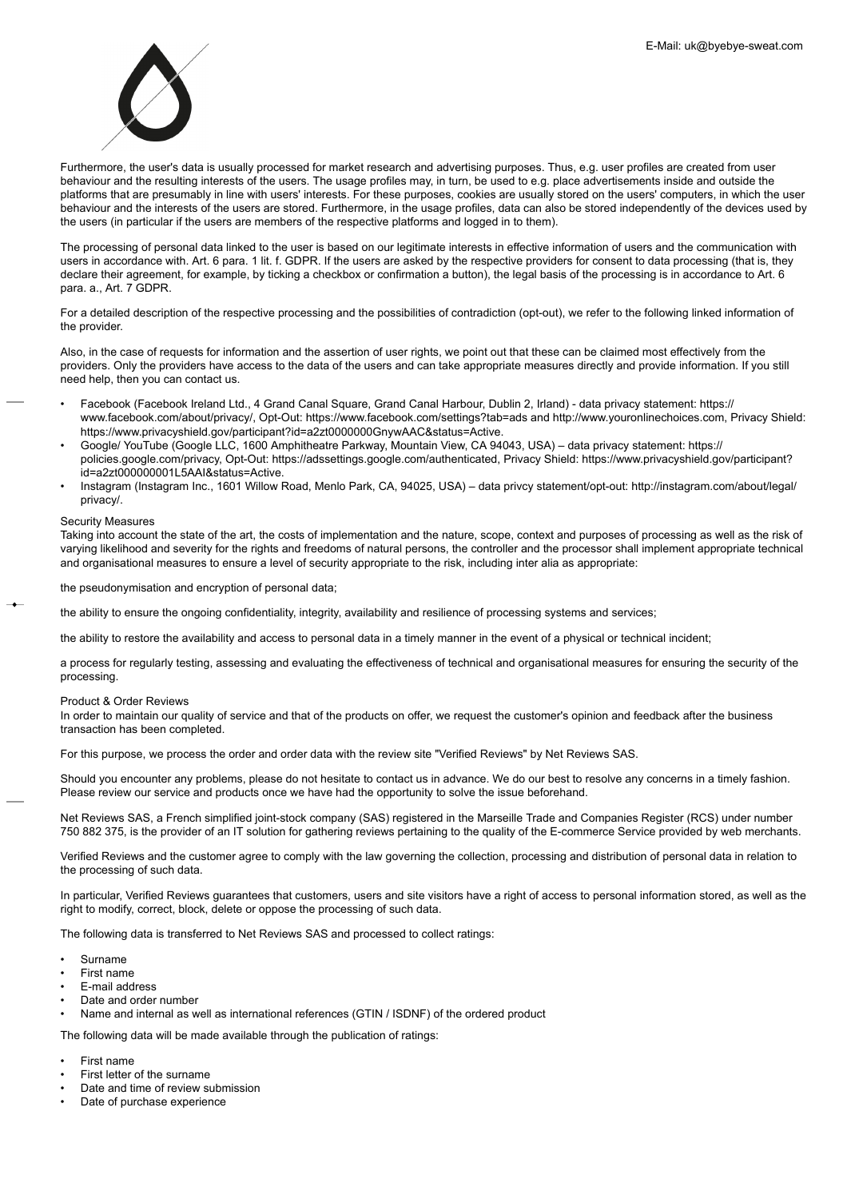Furthermore, the user's data is usually processed for market research and advertising purposes. Thus, e.g. user profiles are created from user behaviour and the resulting interests of the users. The usage profiles may, in turn, be used to e.g. place advertisements inside and outside the platforms that are presumably in line with users' interests. For these purposes, cookies are usually stored on the users' computers, in which the user behaviour and the interests of the users are stored. Furthermore, in the usage profiles, data can also be stored independently of the devices used by the users (in particular if the users are members of the respective platforms and logged in to them).

The processing of personal data linked to the user is based on our legitimate interests in effective information of users and the communication with users in accordance with. Art. 6 para. 1 lit. f. GDPR. If the users are asked by the respective providers for consent to data processing (that is, they declare their agreement, for example, by ticking a checkbox or confirmation a button), the legal basis of the processing is in accordance to Art. 6 para. a., Art. 7 GDPR.

For a detailed description of the respective processing and the possibilities of contradiction (opt-out), we refer to the following linked information of the provider.

Also, in the case of requests for information and the assertion of user rights, we point out that these can be claimed most effectively from the providers. Only the providers have access to the data of the users and can take appropriate measures directly and provide information. If you still need help, then you can contact us.

- Facebook (Facebook Ireland Ltd., 4 Grand Canal Square, Grand Canal Harbour, Dublin 2, Irland) - data privacy statement: https://www.facebook.com/about/privacy/, Opt-Out: https://www.facebook.com/settings?tab=ads and http://www.youronlinechoices.com, Privacy Shield: https://www.privacyshield.gov/participant?id=a2zt0000000GnywAAC&status=Active.
- Google/ YouTube (Google LLC, 1600 Amphitheatre Parkway, Mountain View, CA 94043, USA) – data privacy statement: https://policies.google.com/privacy, Opt-Out: https://adssettings.google.com/authenticated, Privacy Shield: https://www.privacyshield.gov/participant?id=a2zt000000001L5AAI&status=Active.
- Instagram (Instagram Inc., 1601 Willow Road, Menlo Park, CA, 94025, USA) – data privcy statement/opt-out: http://instagram.com/about/legal/privacy/.

Security Measures

Taking into account the state of the art, the costs of implementation and the nature, scope, context and purposes of processing as well as the risk of varying likelihood and severity for the rights and freedoms of natural persons, the controller and the processor shall implement appropriate technical and organisational measures to ensure a level of security appropriate to the risk, including inter alia as appropriate:

the pseudonymisation and encryption of personal data;

the ability to ensure the ongoing confidentiality, integrity, availability and resilience of processing systems and services;

the ability to restore the availability and access to personal data in a timely manner in the event of a physical or technical incident;

a process for regularly testing, assessing and evaluating the effectiveness of technical and organisational measures for ensuring the security of the processing.

Product & Order Reviews

In order to maintain our quality of service and that of the products on offer, we request the customer's opinion and feedback after the business transaction has been completed.

For this purpose, we process the order and order data with the review site "Verified Reviews" by Net Reviews SAS.

Should you encounter any problems, please do not hesitate to contact us in advance. We do our best to resolve any concerns in a timely fashion. Please review our service and products once we have had the opportunity to solve the issue beforehand.

Net Reviews SAS, a French simplified joint-stock company (SAS) registered in the Marseille Trade and Companies Register (RCS) under number 750 882 375, is the provider of an IT solution for gathering reviews pertaining to the quality of the E-commerce Service provided by web merchants.

Verified Reviews and the customer agree to comply with the law governing the collection, processing and distribution of personal data in relation to the processing of such data.

In particular, Verified Reviews guarantees that customers, users and site visitors have a right of access to personal information stored, as well as the right to modify, correct, block, delete or oppose the processing of such data.

The following data is transferred to Net Reviews SAS and processed to collect ratings:

- Surname
- First name
- E-mail address
- Date and order number
- Name and internal as well as international references (GTIN / ISDNF) of the ordered product

The following data will be made available through the publication of ratings:

- First name
- First letter of the surname
- Date and time of review submission
- Date of purchase experience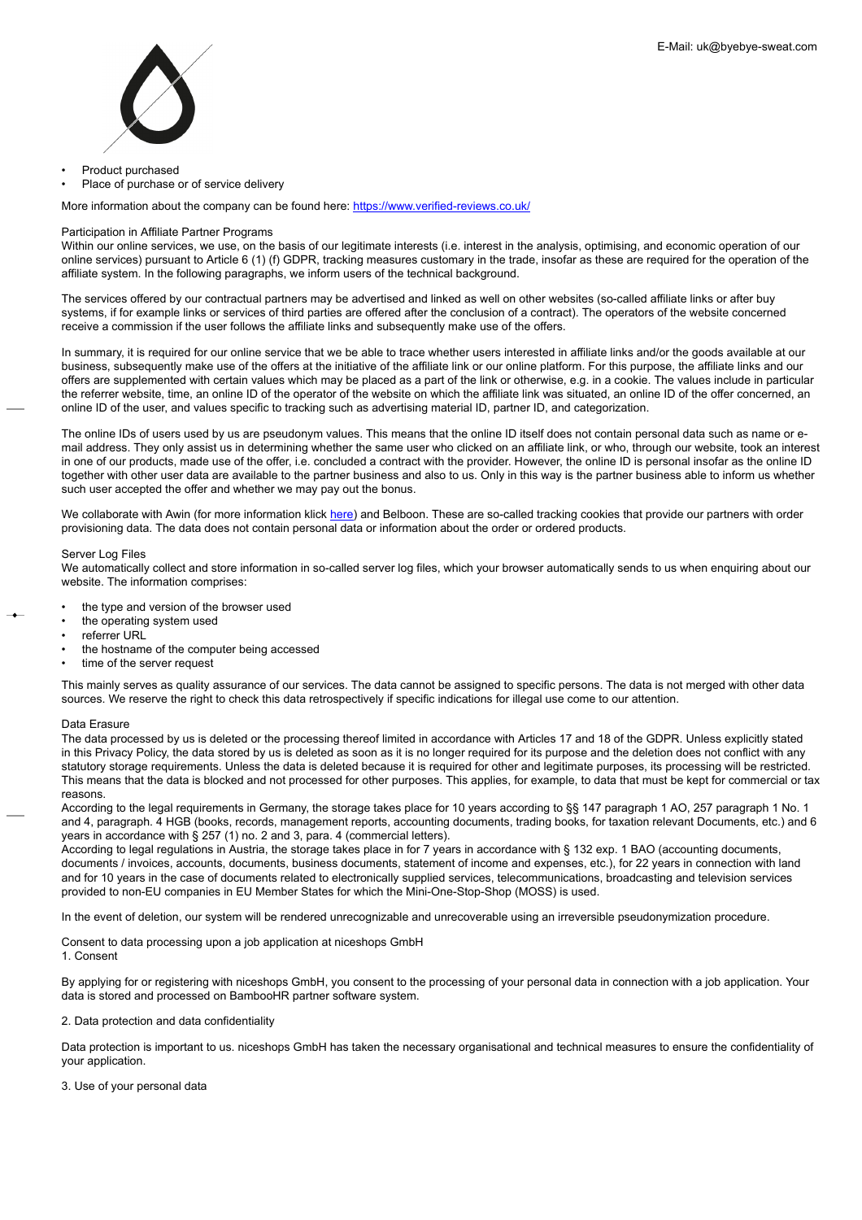- Product purchased
- Place of purchase or of service delivery

More information about the company can be found here: [https://www.verified-reviews.co.uk/](https://www.verified-reviews.co.uk/)

### Participation in Affiliate Partner Programs

Within our online services, we use, on the basis of our legitimate interests (i.e. interest in the analysis, optimising, and economic operation of our online services) pursuant to Article 6 (1) (f) GDPR, tracking measures customary in the trade, insofar as these are required for the operation of the affiliate system. In the following paragraphs, we inform users of the technical background.

The services offered by our contractual partners may be advertised and linked as well on other websites (so-called affiliate links or after buy systems, if for example links or services of third parties are offered after the conclusion of a contract). The operators of the website concerned receive a commission if the user follows the affiliate links and subsequently make use of the offers.

In summary, it is required for our online service that we be able to trace whether users interested in affiliate links and/or the goods available at our business, subsequently make use of the offers at the initiative of the affiliate link or our online platform. For this purpose, the affiliate links and our offers are supplemented with certain values which may be placed as a part of the link or otherwise, e.g. in a cookie. The values include in particular the referrer website, time, an online ID of the operator of the website on which the affiliate link was situated, an online ID of the offer concerned, an online ID of the user, and values specific to tracking such as advertising material ID, partner ID, and categorization.

The online IDs of users used by us are pseudonym values. This means that the online ID itself does not contain personal data such as name or e-mail address. They only assist us in determining whether the same user who clicked on an affiliate link, or who, through our website, took an interest in one of our products, made use of the offer, i.e. concluded a contract with the provider. However, the online ID is personal insofar as the online ID together with other user data are available to the partner business and also to us. Only in this way is the partner business able to inform us whether such user accepted the offer and whether we may pay out the bonus.

We collaborate with Awin (for more information klick [here](here)) and Belboon. These are so-called tracking cookies that provide our partners with order provisioning data. The data does not contain personal data or information about the order or ordered products.

### Server Log Files

We automatically collect and store information in so-called server log files, which your browser automatically sends to us when enquiring about our website. The information comprises:

- the type and version of the browser used
- the operating system used
- referrer URL
- the hostname of the computer being accessed
- time of the server request

This mainly serves as quality assurance of our services. The data cannot be assigned to specific persons. The data is not merged with other data sources. We reserve the right to check this data retrospectively if specific indications for illegal use come to our attention.

### Data Erasure

The data processed by us is deleted or the processing thereof limited in accordance with Articles 17 and 18 of the GDPR. Unless explicitly stated in this Privacy Policy, the data stored by us is deleted as soon as it is no longer required for its purpose and the deletion does not conflict with any statutory storage requirements. Unless the data is deleted because it is required for other and legitimate purposes, its processing will be restricted. This means that the data is blocked and not processed for other purposes. This applies, for example, to data that must be kept for commercial or tax reasons.

According to the legal requirements in Germany, the storage takes place for 10 years according to §§ 147 paragraph 1 AO, 257 paragraph 1 No. 1 and 4, paragraph. 4 HGB (books, records, management reports, accounting documents, trading books, for taxation relevant Documents, etc.) and 6 years in accordance with § 257 (1) no. 2 and 3, para. 4 (commercial letters).

According to legal regulations in Austria, the storage takes place in for 7 years in accordance with § 132 exp. 1 BAO (accounting documents, documents / invoices, accounts, documents, business documents, statement of income and expenses, etc.), for 22 years in connection with land and for 10 years in the case of documents related to electronically supplied services, telecommunications, broadcasting and television services provided to non-EU companies in EU Member States for which the Mini-One-Stop-Shop (MOSS) is used.

In the event of deletion, our system will be rendered unrecognizable and unrecoverable using an irreversible pseudonymization procedure.

### Consent to data processing upon a job application at niceshops GmbH

1. Consent

By applying for or registering with niceshops GmbH, you consent to the processing of your personal data in connection with a job application. Your data is stored and processed on BambooHR partner software system.

2. Data protection and data confidentiality

Data protection is important to us. niceshops GmbH has taken the necessary organisational and technical measures to ensure the confidentiality of your application.

3. Use of your personal data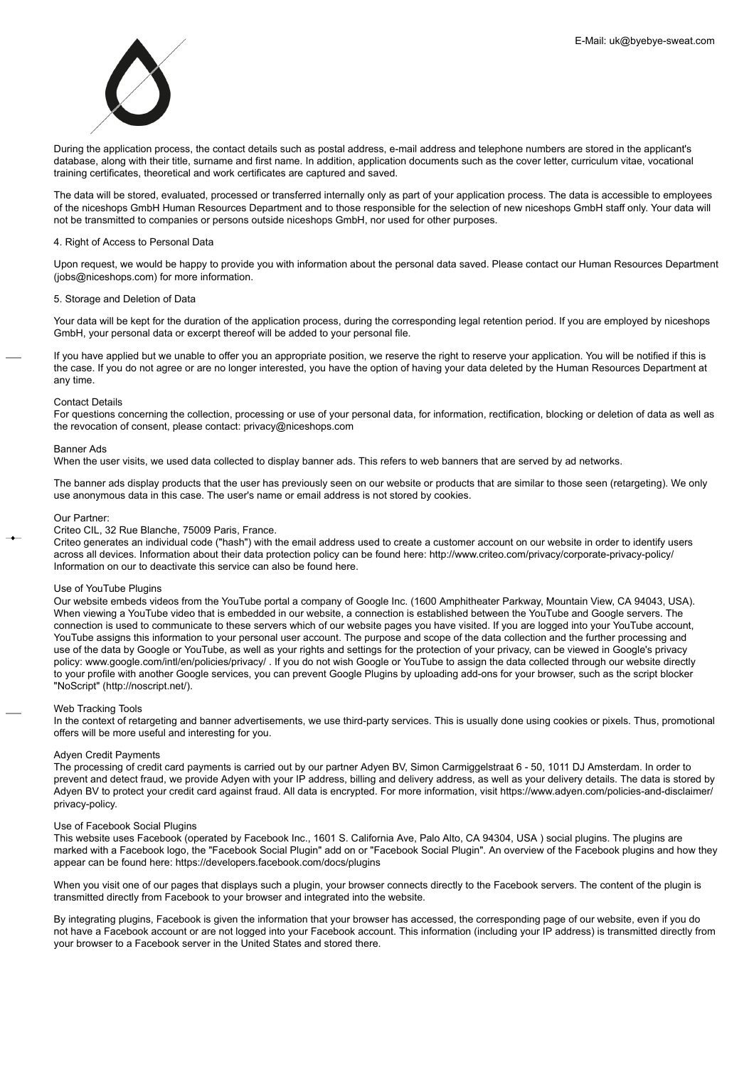During the application process, the contact details such as postal address, e-mail address and telephone numbers are stored in the applicant's database, along with their title, surname and first name. In addition, application documents such as the cover letter, curriculum vitae, vocational training certificates, theoretical and work certificates are captured and saved.

The data will be stored, evaluated, processed or transferred internally only as part of your application process. The data is accessible to employees of the niceshops GmbH Human Resources Department and to those responsible for the selection of new niceshops GmbH staff only. Your data will not be transmitted to companies or persons outside niceshops GmbH, nor used for other purposes.

4. Right of Access to Personal Data

Upon request, we would be happy to provide you with information about the personal data saved. Please contact our Human Resources Department (jobs@niceshops.com) for more information.

5. Storage and Deletion of Data

Your data will be kept for the duration of the application process, during the corresponding legal retention period. If you are employed by niceshops GmbH, your personal data or excerpt thereof will be added to your personal file.

If you have applied but we unable to offer you an appropriate position, we reserve the right to reserve your application. You will be notified if this is the case. If you do not agree or are no longer interested, you have the option of having your data deleted by the Human Resources Department at any time.

Contact Details
For questions concerning the collection, processing or use of your personal data, for information, rectification, blocking or deletion of data as well as the revocation of consent, please contact: privacy@niceshops.com

Banner Ads
When the user visits, we used data collected to display banner ads. This refers to web banners that are served by ad networks.

The banner ads display products that the user has previously seen on our website or products that are similar to those seen (retargeting). We only use anonymous data in this case. The user's name or email address is not stored by cookies.

Our Partner:
Criteo CIL, 32 Rue Blanche, 75009 Paris, France.
Criteo generates an individual code ("hash") with the email address used to create a customer account on our website in order to identify users across all devices. Information about their data protection policy can be found here: http://www.criteo.com/privacy/corporate-privacy-policy/
Information on our to deactivate this service can also be found here.

Use of YouTube Plugins
Our website embeds videos from the YouTube portal a company of Google Inc. (1600 Amphitheater Parkway, Mountain View, CA 94043, USA). When viewing a YouTube video that is embedded in our website, a connection is established between the YouTube and Google servers. The connection is used to communicate to these servers which of our website pages you have visited. If you are logged into your YouTube account, YouTube assigns this information to your personal user account. The purpose and scope of the data collection and the further processing and use of the data by Google or YouTube, as well as your rights and settings for the protection of your privacy, can be viewed in Google's privacy policy: www.google.com/intl/en/policies/privacy/ . If you do not wish Google or YouTube to assign the data collected through our website directly to your profile with another Google services, you can prevent Google Plugins by uploading add-ons for your browser, such as the script blocker "NoScript" (http://noscript.net/).

Web Tracking Tools
In the context of retargeting and banner advertisements, we use third-party services. This is usually done using cookies or pixels. Thus, promotional offers will be more useful and interesting for you.

Adyen Credit Payments
The processing of credit card payments is carried out by our partner Adyen BV, Simon Carmiggelstraat 6 - 50, 1011 DJ Amsterdam. In order to prevent and detect fraud, we provide Adyen with your IP address, billing and delivery address, as well as your delivery details. The data is stored by Adyen BV to protect your credit card against fraud. All data is encrypted. For more information, visit https://www.adyen.com/policies-and-disclaimer/privacy-policy.

Use of Facebook Social Plugins
This website uses Facebook (operated by Facebook Inc., 1601 S. California Ave, Palo Alto, CA 94304, USA ) social plugins. The plugins are marked with a Facebook logo, the "Facebook Social Plugin" add on or "Facebook Social Plugin". An overview of the Facebook plugins and how they appear can be found here: https://developers.facebook.com/docs/plugins

When you visit one of our pages that displays such a plugin, your browser connects directly to the Facebook servers. The content of the plugin is transmitted directly from Facebook to your browser and integrated into the website.

By integrating plugins, Facebook is given the information that your browser has accessed, the corresponding page of our website, even if you do not have a Facebook account or are not logged into your Facebook account. This information (including your IP address) is transmitted directly from your browser to a Facebook server in the United States and stored there.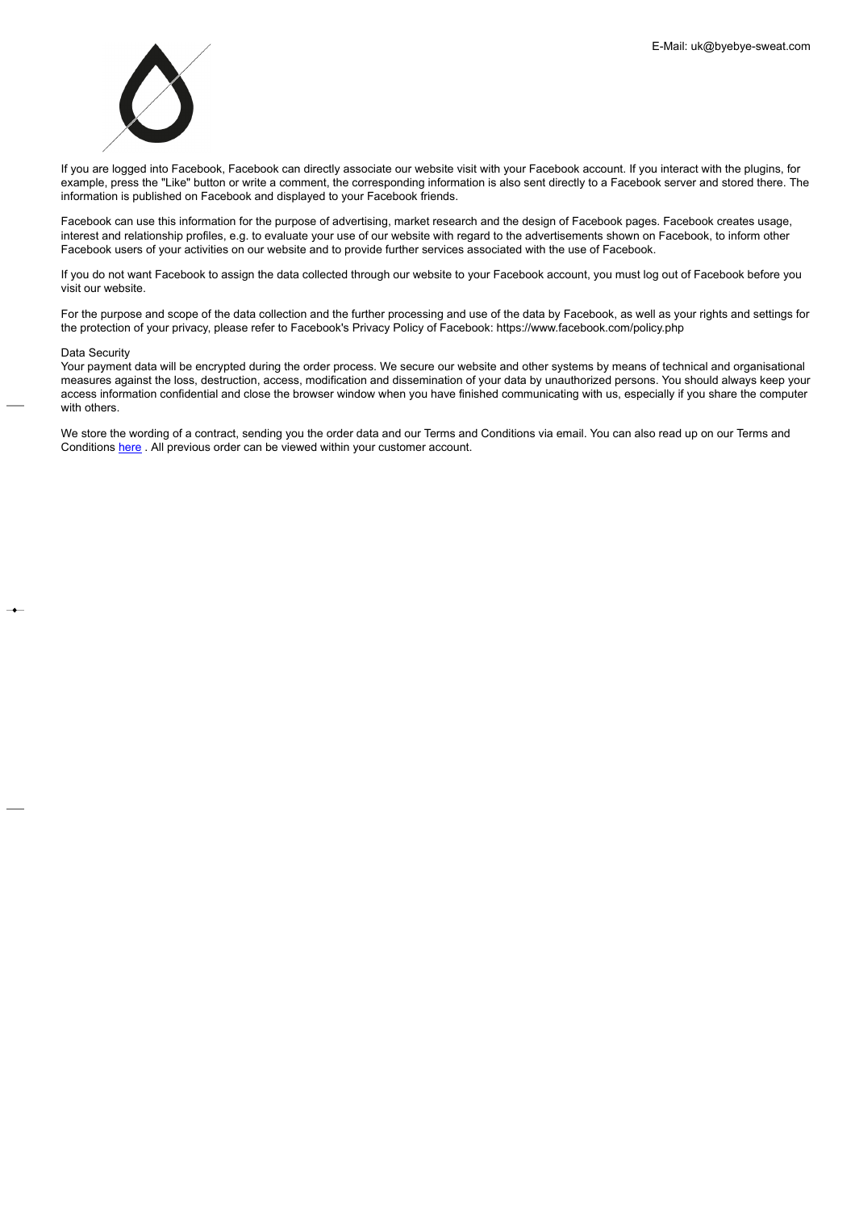If you are logged into Facebook, Facebook can directly associate our website visit with your Facebook account. If you interact with the plugins, for example, press the "Like" button or write a comment, the corresponding information is also sent directly to a Facebook server and stored there. The information is published on Facebook and displayed to your Facebook friends.

Facebook can use this information for the purpose of advertising, market research and the design of Facebook pages. Facebook creates usage, interest and relationship profiles, e.g. to evaluate your use of our website with regard to the advertisements shown on Facebook, to inform other Facebook users of your activities on our website and to provide further services associated with the use of Facebook.

If you do not want Facebook to assign the data collected through our website to your Facebook account, you must log out of Facebook before you visit our website.

For the purpose and scope of the data collection and the further processing and use of the data by Facebook, as well as your rights and settings for the protection of your privacy, please refer to Facebook's Privacy Policy of Facebook: https://www.facebook.com/policy.php

Data Security
Your payment data will be encrypted during the order process. We secure our website and other systems by means of technical and organisational measures against the loss, destruction, access, modification and dissemination of your data by unauthorized persons. You should always keep your access information confidential and close the browser window when you have finished communicating with us, especially if you share the computer with others.

We store the wording of a contract, sending you the order data and our Terms and Conditions via email. You can also read up on our Terms and Conditions here . All previous order can be viewed within your customer account.